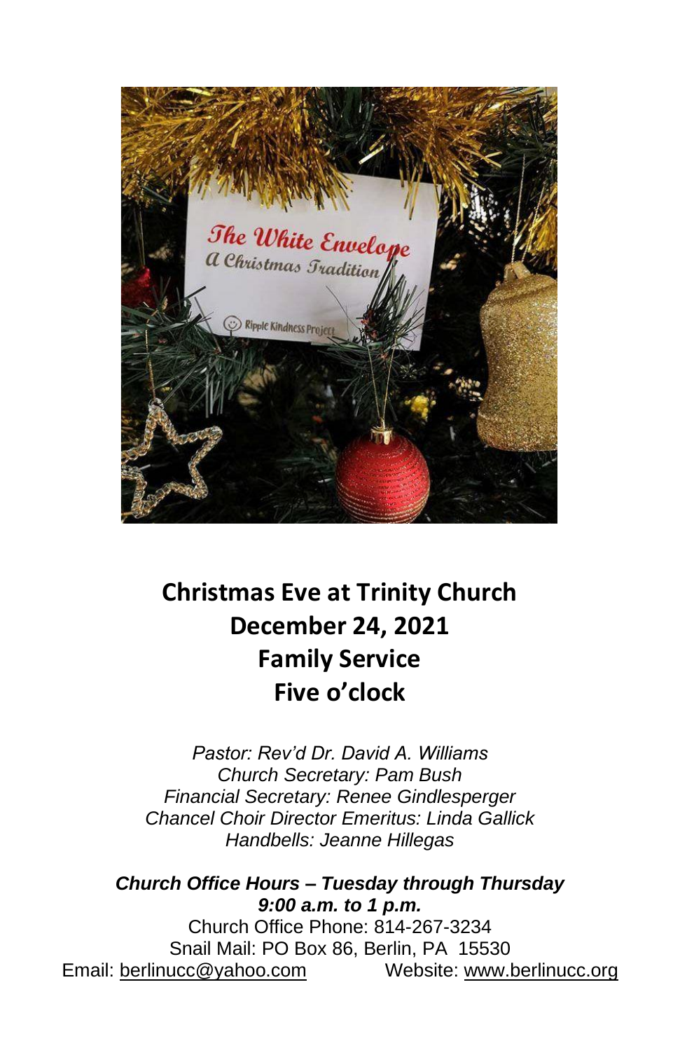# Christmas Eve at Trinity Church
# December 24, 2021
# Family Service
# Five o'clock

*Pastor: Rev'd Dr. David A. Williams*
*Church Secretary: Pam Bush*
*Financial Secretary: Renee Gindlesperger*
*Chancel Choir Director Emeritus: Linda Gallick*
*Handbells: Jeanne Hillegas*

***Church Office Hours – Tuesday through Thursday***
***9:00 a.m. to 1 p.m.***

Church Office Phone: 814-267-3234
Snail Mail: PO Box 86, Berlin, PA 15530
Email: berlinucc@yahoo.com Website: www.berlinucc.org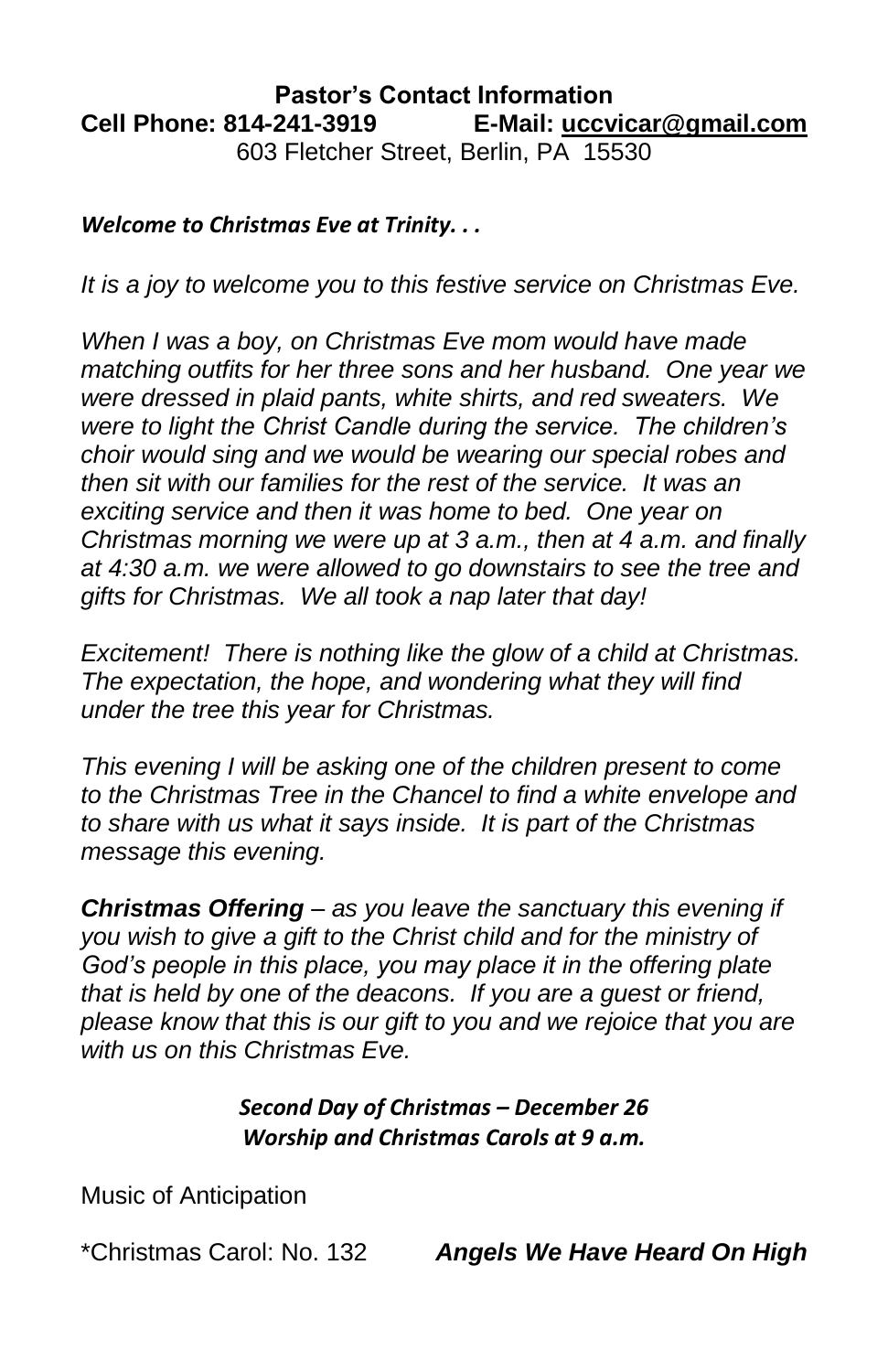**Pastor's Contact Information**
**Cell Phone: 814-241-3919 E-Mail: uccvicar@gmail.com**
603 Fletcher Street, Berlin, PA 15530

***Welcome to Christmas Eve at Trinity. . .***

*It is a joy to welcome you to this festive service on Christmas Eve.*

*When I was a boy, on Christmas Eve mom would have made matching outfits for her three sons and her husband. One year we were dressed in plaid pants, white shirts, and red sweaters. We were to light the Christ Candle during the service. The children's choir would sing and we would be wearing our special robes and then sit with our families for the rest of the service. It was an exciting service and then it was home to bed. One year on Christmas morning we were up at 3 a.m., then at 4 a.m. and finally at 4:30 a.m. we were allowed to go downstairs to see the tree and gifts for Christmas. We all took a nap later that day!*

*Excitement! There is nothing like the glow of a child at Christmas. The expectation, the hope, and wondering what they will find under the tree this year for Christmas.*

*This evening I will be asking one of the children present to come to the Christmas Tree in the Chancel to find a white envelope and to share with us what it says inside. It is part of the Christmas message this evening.*

***Christmas Offering*** *– as you leave the sanctuary this evening if you wish to give a gift to the Christ child and for the ministry of God's people in this place, you may place it in the offering plate that is held by one of the deacons. If you are a guest or friend, please know that this is our gift to you and we rejoice that you are with us on this Christmas Eve.*

***Second Day of Christmas – December 26***
***Worship and Christmas Carols at 9 a.m.***

Music of Anticipation

*Christmas Carol: No. 132 ***Angels We Have Heard On High***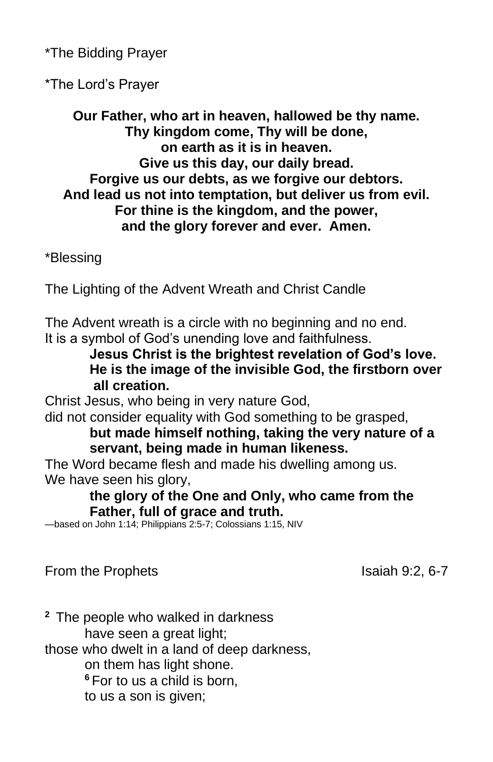*The Bidding Prayer

*The Lord's Prayer

**Our Father, who art in heaven, hallowed be thy name.**
**Thy kingdom come, Thy will be done,**
**on earth as it is in heaven.**
**Give us this day, our daily bread.**
**Forgive us our debts, as we forgive our debtors.**
**And lead us not into temptation, but deliver us from evil.**
**For thine is the kingdom, and the power,**
**and the glory forever and ever. Amen.**

*Blessing

The Lighting of the Advent Wreath and Christ Candle

The Advent wreath is a circle with no beginning and no end.
It is a symbol of God's unending love and faithfulness.

> **Jesus Christ is the brightest revelation of God's love. He is the image of the invisible God, the firstborn over all creation.**

Christ Jesus, who being in very nature God,
did not consider equality with God something to be grasped,

> **but made himself nothing, taking the very nature of a servant, being made in human likeness.**

The Word became flesh and made his dwelling among us.
We have seen his glory,

> **the glory of the One and Only, who came from the Father, full of grace and truth.**

—based on John 1:14; Philippians 2:5-7; Colossians 1:15, NIV

From the Prophets — Isaiah 9:2, 6-7

[2] The people who walked in darkness
  have seen a great light;
those who dwelt in a land of deep darkness,
  on them has light shone.
  [6] For to us a child is born,
  to us a son is given;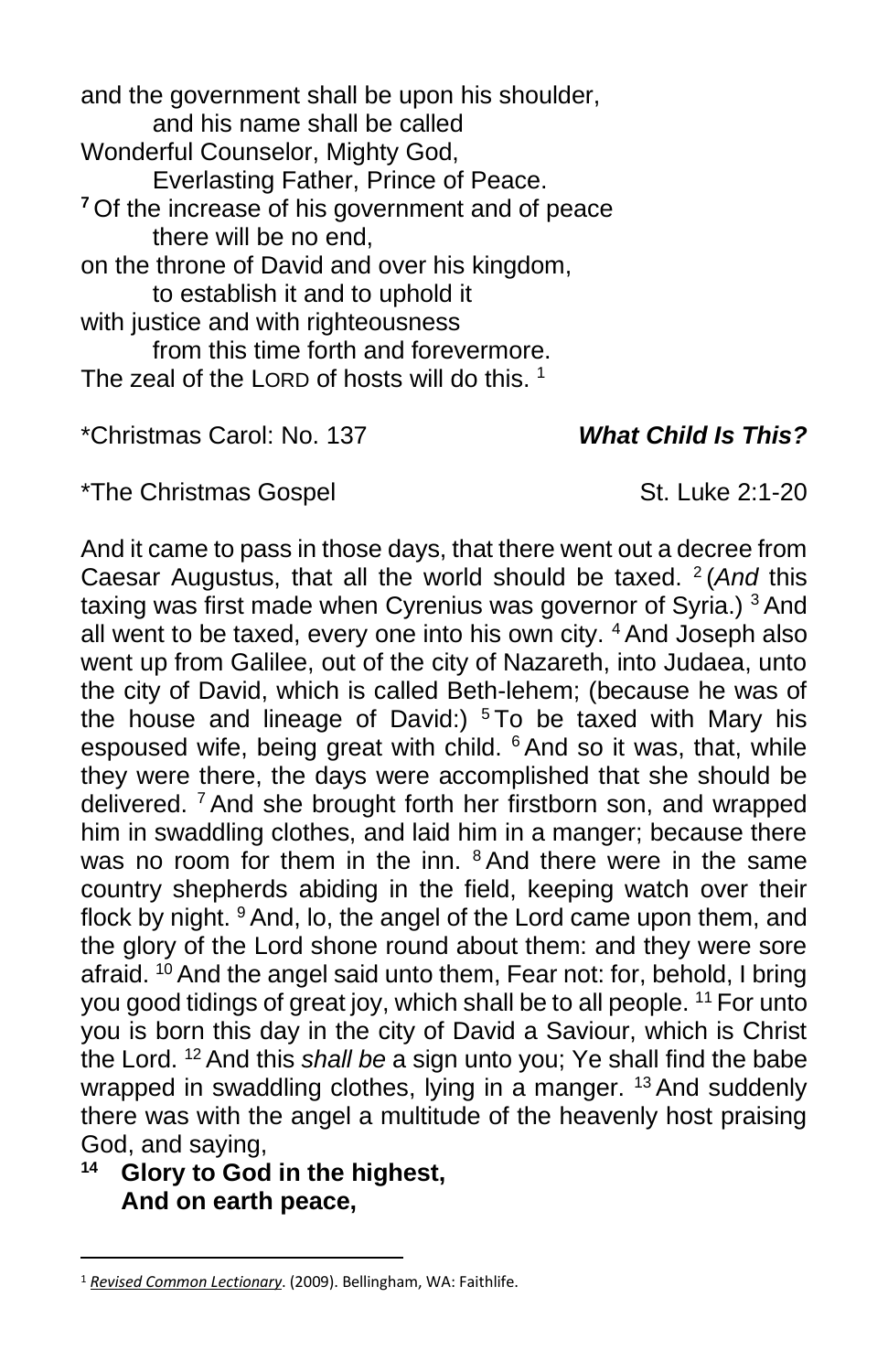and the government shall be upon his shoulder,
    and his name shall be called
Wonderful Counselor, Mighty God,
    Everlasting Father, Prince of Peace.
**7** Of the increase of his government and of peace
    there will be no end,
on the throne of David and over his kingdom,
    to establish it and to uphold it
with justice and with righteousness
    from this time forth and forevermore.
The zeal of the LORD of hosts will do this. [1]

*Christmas Carol: No. 137 ***What Child Is This?***

*The Christmas Gospel St. Luke 2:1-20

And it came to pass in those days, that there went out a decree from Caesar Augustus, that all the world should be taxed. [2] (*And* this taxing was first made when Cyrenius was governor of Syria.) [3] And all went to be taxed, every one into his own city. [4] And Joseph also went up from Galilee, out of the city of Nazareth, into Judaea, unto the city of David, which is called Beth-lehem; (because he was of the house and lineage of David:) [5] To be taxed with Mary his espoused wife, being great with child. [6] And so it was, that, while they were there, the days were accomplished that she should be delivered. [7] And she brought forth her firstborn son, and wrapped him in swaddling clothes, and laid him in a manger; because there was no room for them in the inn. [8] And there were in the same country shepherds abiding in the field, keeping watch over their flock by night. [9] And, lo, the angel of the Lord came upon them, and the glory of the Lord shone round about them: and they were sore afraid. [10] And the angel said unto them, Fear not: for, behold, I bring you good tidings of great joy, which shall be to all people. [11] For unto you is born this day in the city of David a Saviour, which is Christ the Lord. [12] And this *shall be* a sign unto you; Ye shall find the babe wrapped in swaddling clothes, lying in a manger. [13] And suddenly there was with the angel a multitude of the heavenly host praising God, and saying,

**14 Glory to God in the highest,**
**And on earth peace,**

---

[1] *Revised Common Lectionary*. (2009). Bellingham, WA: Faithlife.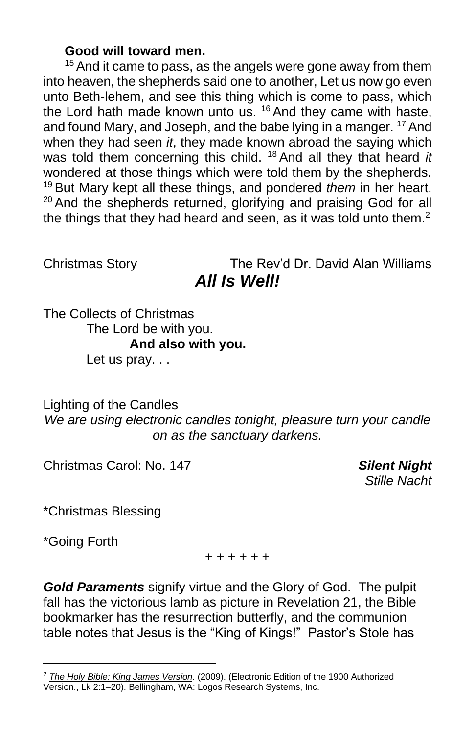**Good will toward men.**

[15] And it came to pass, as the angels were gone away from them into heaven, the shepherds said one to another, Let us now go even unto Beth-lehem, and see this thing which is come to pass, which the Lord hath made known unto us. [16] And they came with haste, and found Mary, and Joseph, and the babe lying in a manger. [17] And when they had seen *it*, they made known abroad the saying which was told them concerning this child. [18] And all they that heard *it* wondered at those things which were told them by the shepherds. [19] But Mary kept all these things, and pondered *them* in her heart. [20] And the shepherds returned, glorifying and praising God for all the things that they had heard and seen, as it was told unto them.[2]

Christmas Story — The Rev'd Dr. David Alan Williams

***All Is Well!***

The Collects of Christmas

The Lord be with you.

**And also with you.**

Let us pray. . .

Lighting of the Candles

*We are using electronic candles tonight, pleasure turn your candle on as the sanctuary darkens.*

Christmas Carol: No. 147 — ***Silent Night***
*Stille Nacht*

*Christmas Blessing

*Going Forth

\+ + + + + +

***Gold Paraments*** signify virtue and the Glory of God. The pulpit fall has the victorious lamb as picture in Revelation 21, the Bible bookmarker has the resurrection butterfly, and the communion table notes that Jesus is the "King of Kings!" Pastor's Stole has

---

[2] *The Holy Bible: King James Version*. (2009). (Electronic Edition of the 1900 Authorized Version., Lk 2:1–20). Bellingham, WA: Logos Research Systems, Inc.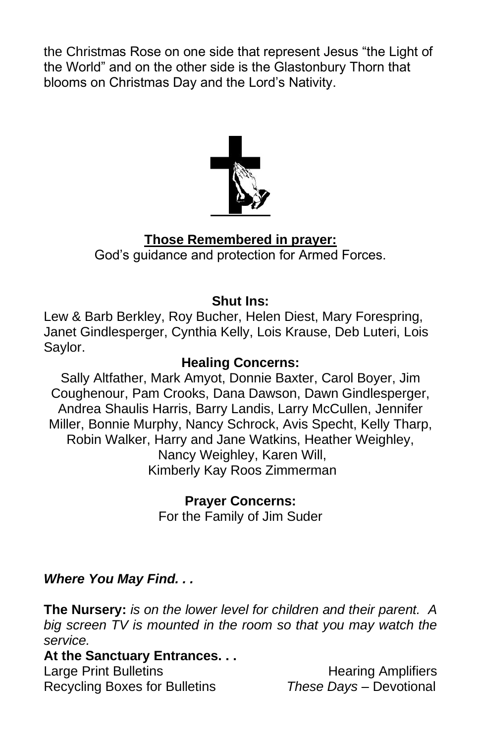the Christmas Rose on one side that represent Jesus "the Light of the World" and on the other side is the Glastonbury Thorn that blooms on Christmas Day and the Lord's Nativity.

**Those Remembered in prayer:**

God's guidance and protection for Armed Forces.

**Shut Ins:**

Lew & Barb Berkley, Roy Bucher, Helen Diest, Mary Forespring, Janet Gindlesperger, Cynthia Kelly, Lois Krause, Deb Luteri, Lois Saylor.

**Healing Concerns:**

Sally Altfather, Mark Amyot, Donnie Baxter, Carol Boyer, Jim Coughenour, Pam Crooks, Dana Dawson, Dawn Gindlesperger, Andrea Shaulis Harris, Barry Landis, Larry McCullen, Jennifer Miller, Bonnie Murphy, Nancy Schrock, Avis Specht, Kelly Tharp, Robin Walker, Harry and Jane Watkins, Heather Weighley, Nancy Weighley, Karen Will, Kimberly Kay Roos Zimmerman

**Prayer Concerns:**

For the Family of Jim Suder

***Where You May Find. . .***

**The Nursery:** *is on the lower level for children and their parent. A big screen TV is mounted in the room so that you may watch the service.*

**At the Sanctuary Entrances. . .**

Large Print Bulletins
Hearing Amplifiers
Recycling Boxes for Bulletins
*These Days* – Devotional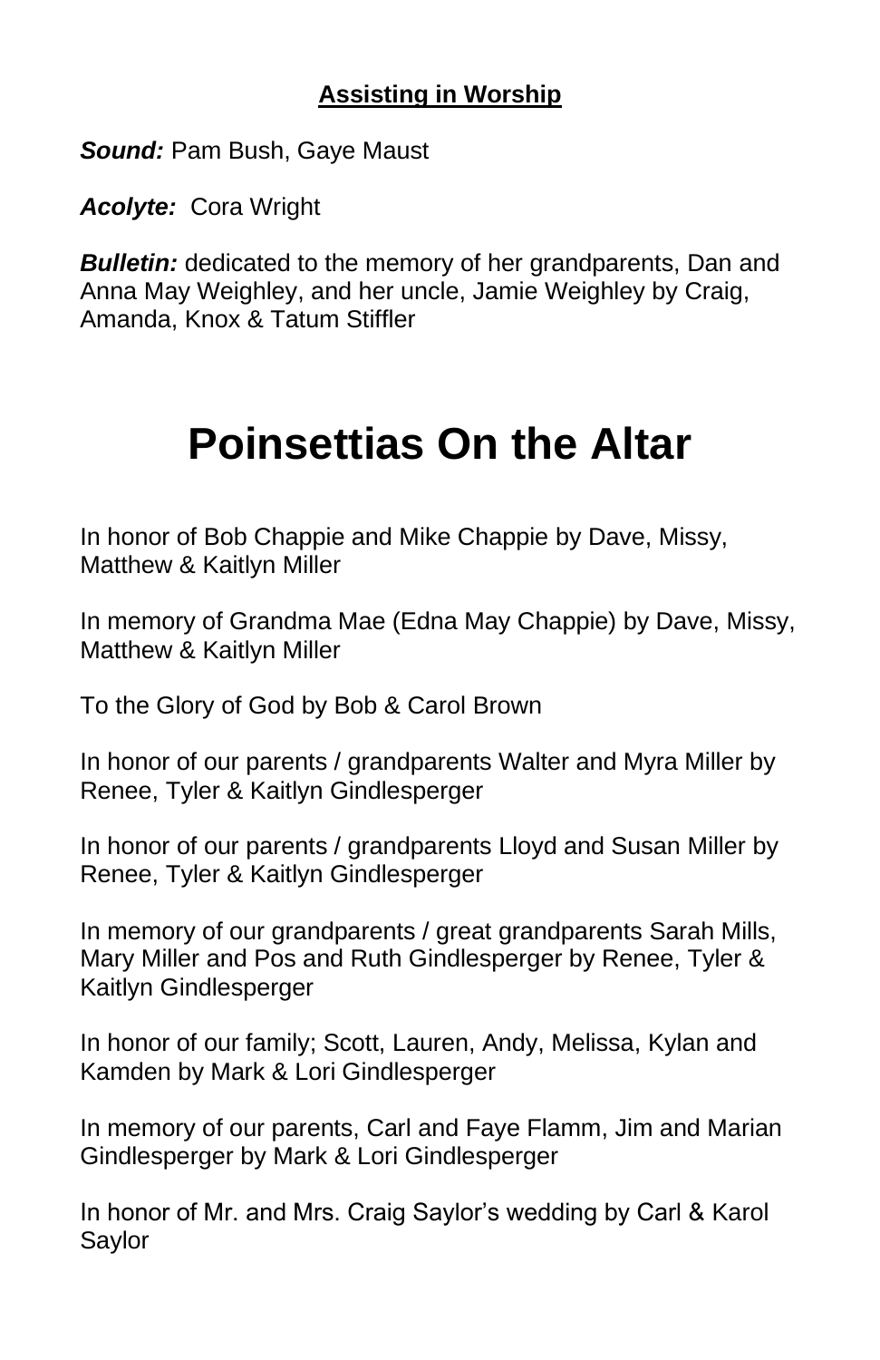## Assisting in Worship

***Sound:*** Pam Bush, Gaye Maust

***Acolyte:*** Cora Wright

***Bulletin:*** dedicated to the memory of her grandparents, Dan and Anna May Weighley, and her uncle, Jamie Weighley by Craig, Amanda, Knox & Tatum Stiffler

# Poinsettias On the Altar

In honor of Bob Chappie and Mike Chappie by Dave, Missy, Matthew & Kaitlyn Miller

In memory of Grandma Mae (Edna May Chappie) by Dave, Missy, Matthew & Kaitlyn Miller

To the Glory of God by Bob & Carol Brown

In honor of our parents / grandparents Walter and Myra Miller by Renee, Tyler & Kaitlyn Gindlesperger

In honor of our parents / grandparents Lloyd and Susan Miller by Renee, Tyler & Kaitlyn Gindlesperger

In memory of our grandparents / great grandparents Sarah Mills, Mary Miller and Pos and Ruth Gindlesperger by Renee, Tyler & Kaitlyn Gindlesperger

In honor of our family; Scott, Lauren, Andy, Melissa, Kylan and Kamden by Mark & Lori Gindlesperger

In memory of our parents, Carl and Faye Flamm, Jim and Marian Gindlesperger by Mark & Lori Gindlesperger

In honor of Mr. and Mrs. Craig Saylor's wedding by Carl & Karol Saylor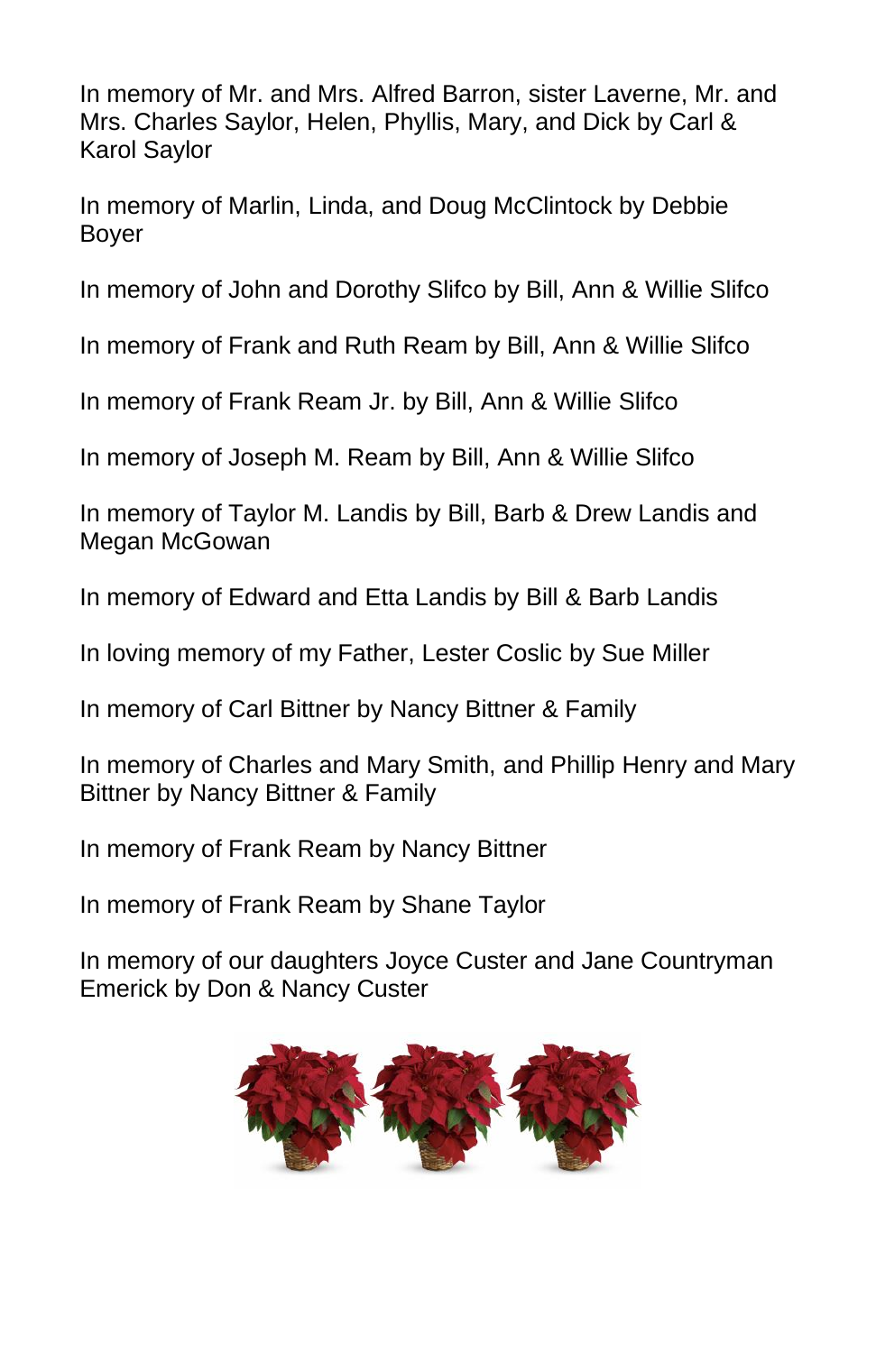In memory of Mr. and Mrs. Alfred Barron, sister Laverne, Mr. and Mrs. Charles Saylor, Helen, Phyllis, Mary, and Dick by Carl & Karol Saylor

In memory of Marlin, Linda, and Doug McClintock by Debbie Boyer

In memory of John and Dorothy Slifco by Bill, Ann & Willie Slifco

In memory of Frank and Ruth Ream by Bill, Ann & Willie Slifco

In memory of Frank Ream Jr. by Bill, Ann & Willie Slifco

In memory of Joseph M. Ream by Bill, Ann & Willie Slifco

In memory of Taylor M. Landis by Bill, Barb & Drew Landis and Megan McGowan

In memory of Edward and Etta Landis by Bill & Barb Landis

In loving memory of my Father, Lester Coslic by Sue Miller

In memory of Carl Bittner by Nancy Bittner & Family

In memory of Charles and Mary Smith, and Phillip Henry and Mary Bittner by Nancy Bittner & Family

In memory of Frank Ream by Nancy Bittner

In memory of Frank Ream by Shane Taylor

In memory of our daughters Joyce Custer and Jane Countryman Emerick by Don & Nancy Custer